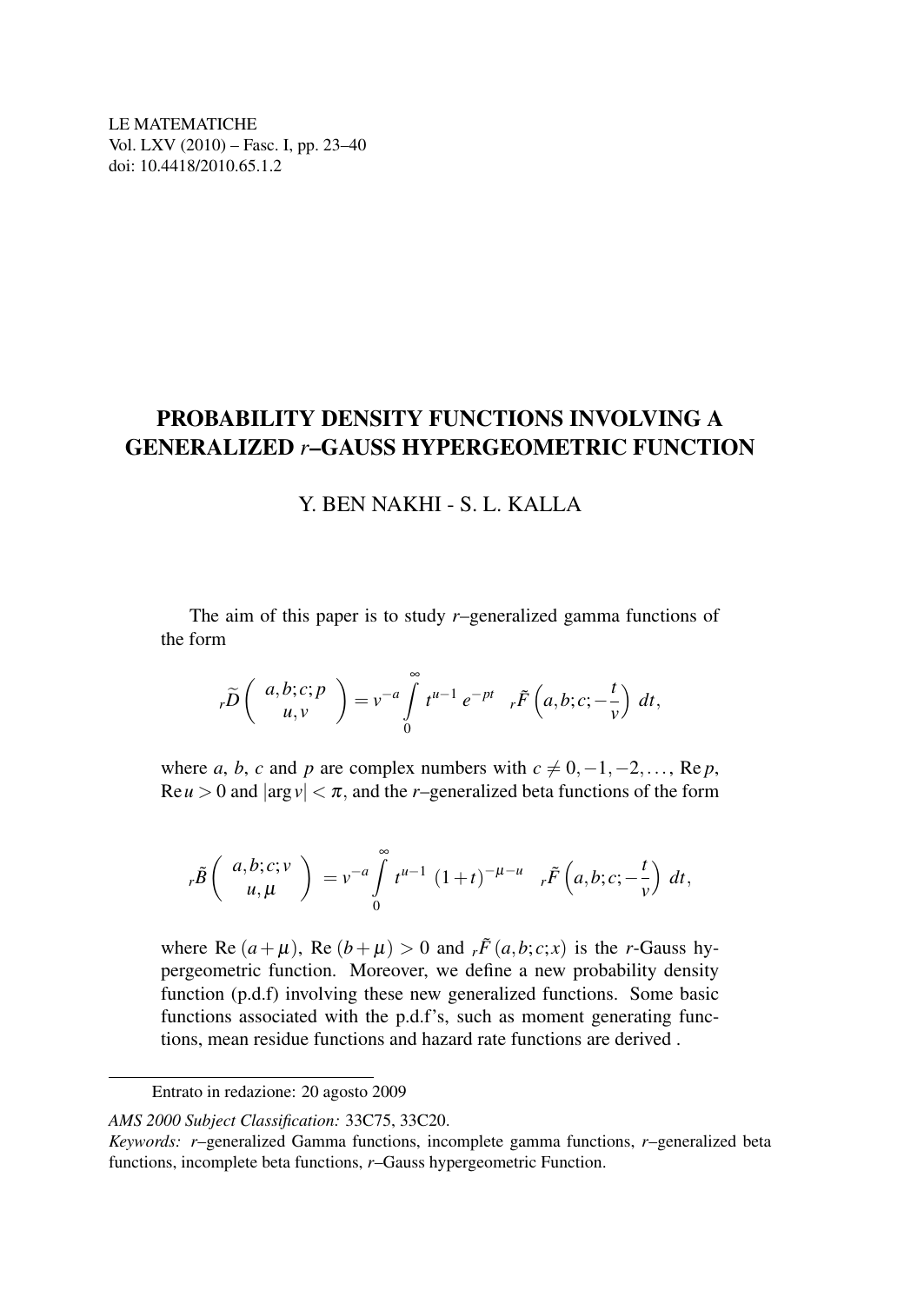LE MATEMATICHE
Vol. LXV (2010) – Fasc. I, pp. 23–40
doi: 10.4418/2010.65.1.2

# PROBABILITY DENSITY FUNCTIONS INVOLVING A GENERALIZED *r*–GAUSS HYPERGEOMETRIC FUNCTION

## Y. BEN NAKHI - S. L. KALLA

The aim of this paper is to study *r*–generalized gamma functions of the form

$$
{}_r\widetilde{D}\left( \begin{array}{c} a,b;c;p \\ u,v \end{array} \right) = v^{-a} \int_0^\infty t^{u-1}\, e^{-pt} \quad {}_r\tilde{F}\left(a,b;c;-\frac{t}{v}\right)\, dt,
$$

where $a$, $b$, $c$ and $p$ are complex numbers with $c \neq 0,-1,-2,\ldots$, $\operatorname{Re} p$, $\operatorname{Re} u > 0$ and $|\arg v| < \pi$, and the *r*–generalized beta functions of the form

$$
{}_r\tilde{B}\left( \begin{array}{c} a,b;c;v \\ u,\mu \end{array} \right) = v^{-a} \int_0^\infty t^{u-1}\, (1+t)^{-\mu-u} \quad {}_r\tilde{F}\left(a,b;c;-\frac{t}{v}\right)\, dt,
$$

where $\operatorname{Re}(a+\mu)$, $\operatorname{Re}(b+\mu) > 0$ and ${}_r\tilde{F}(a,b;c;x)$ is the *r*-Gauss hypergeometric function. Moreover, we define a new probability density function (p.d.f) involving these new generalized functions. Some basic functions associated with the p.d.f's, such as moment generating functions, mean residue functions and hazard rate functions are derived .

---

Entrato in redazione: 20 agosto 2009

*AMS 2000 Subject Classification:* 33C75, 33C20.

*Keywords:* *r*–generalized Gamma functions, incomplete gamma functions, *r*–generalized beta functions, incomplete beta functions, *r*–Gauss hypergeometric Function.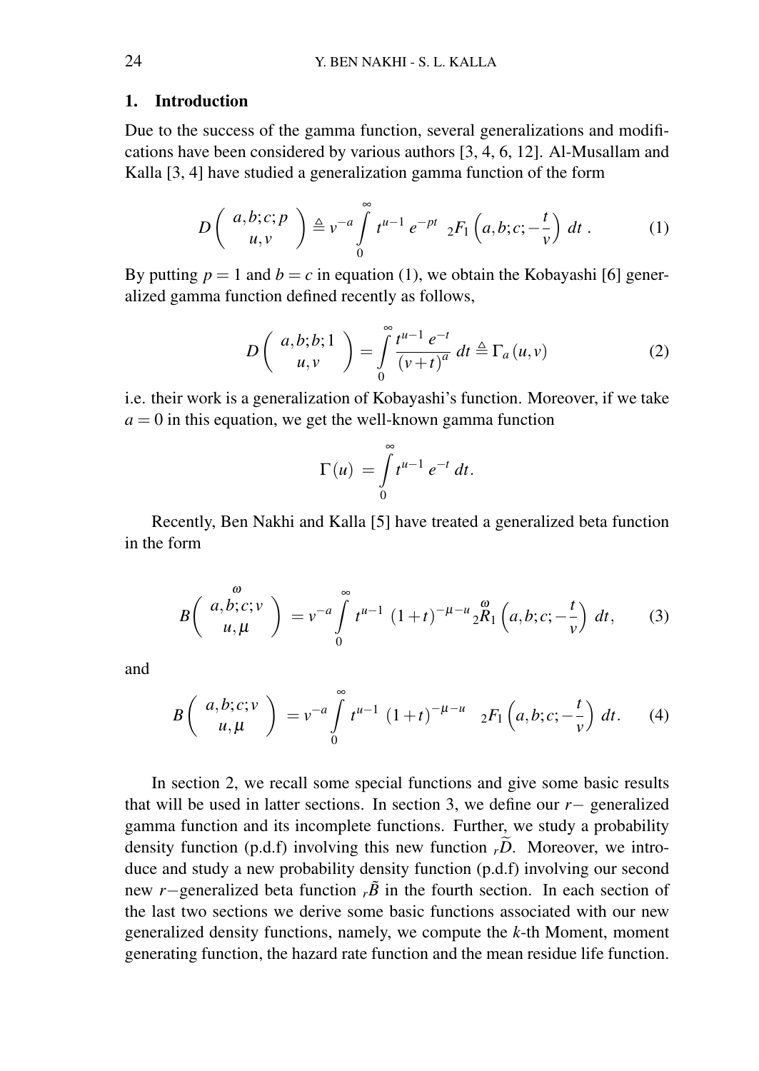## 1. Introduction

Due to the success of the gamma function, several generalizations and modifications have been considered by various authors [3, 4, 6, 12]. Al-Musallam and Kalla [3, 4] have studied a generalization gamma function of the form

$$D\left(\begin{array}{c} a,b;c;p \\ u,v \end{array}\right) \triangleq v^{-a} \int_0^\infty t^{u-1}\, e^{-pt}\ {}_2F_1\left(a,b;c;-\frac{t}{v}\right)\, dt\ . \tag{1}$$

By putting $p = 1$ and $b = c$ in equation (1), we obtain the Kobayashi [6] generalized gamma function defined recently as follows,

$$D\left(\begin{array}{c} a,b;b;1 \\ u,v \end{array}\right) = \int_0^\infty \frac{t^{u-1}\, e^{-t}}{(v+t)^a}\, dt \triangleq \Gamma_a(u,v) \tag{2}$$

i.e. their work is a generalization of Kobayashi's function. Moreover, if we take $a = 0$ in this equation, we get the well-known gamma function

$$\Gamma(u) = \int_0^\infty t^{u-1}\, e^{-t}\, dt.$$

Recently, Ben Nakhi and Kalla [5] have treated a generalized beta function in the form

$$B\left(\begin{array}{c} \overset{\omega}{a,b;c;v} \\ u,\mu \end{array}\right) = v^{-a} \int_0^\infty t^{u-1}\, (1+t)^{-\mu-u}\ {}_2\overset{\omega}{R}_1\left(a,b;c;-\frac{t}{v}\right)\, dt, \tag{3}$$

and

$$B\left(\begin{array}{c} a,b;c;v \\ u,\mu \end{array}\right) = v^{-a} \int_0^\infty t^{u-1}\, (1+t)^{-\mu-u}\ \ {}_2F_1\left(a,b;c;-\frac{t}{v}\right)\, dt. \tag{4}$$

In section 2, we recall some special functions and give some basic results that will be used in latter sections. In section 3, we define our $r-$ generalized gamma function and its incomplete functions. Further, we study a probability density function (p.d.f) involving this new function ${}_r\widetilde{D}$. Moreover, we introduce and study a new probability density function (p.d.f) involving our second new $r-$generalized beta function ${}_r\tilde{B}$ in the fourth section. In each section of the last two sections we derive some basic functions associated with our new generalized density functions, namely, we compute the $k$-th Moment, moment generating function, the hazard rate function and the mean residue life function.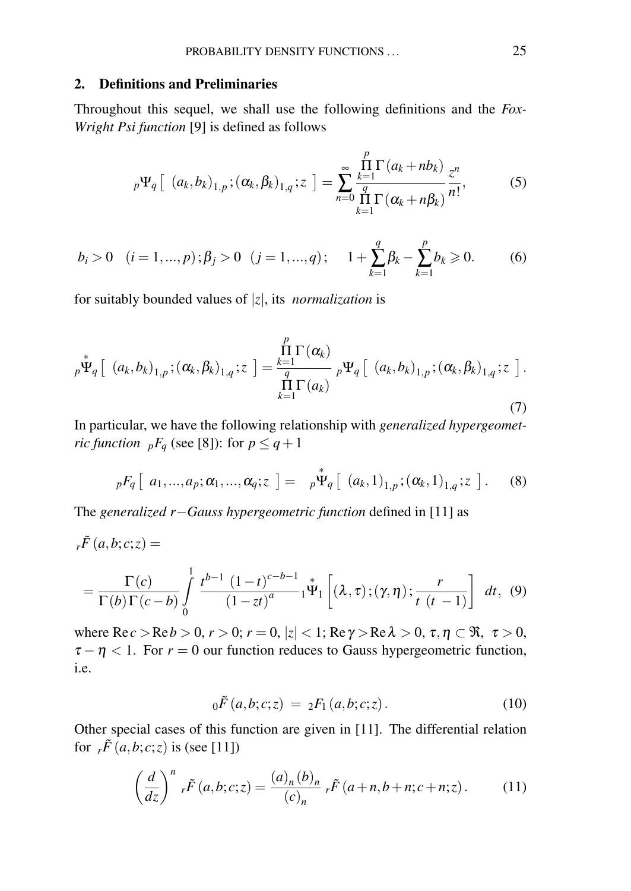## 2. Definitions and Preliminaries

Throughout this sequel, we shall use the following definitions and the *Fox-Wright Psi function* [9] is defined as follows

$$
{}_p\Psi_q\left[\ (a_k,b_k)_{1,p};(\alpha_k,\beta_k)_{1,q};z\ \right]=\sum_{n=0}^{\infty}\frac{\prod\limits_{k=1}^{p}\Gamma(a_k+nb_k)}{\prod\limits_{k=1}^{q}\Gamma(\alpha_k+n\beta_k)}\frac{z^n}{n!},\tag{5}
$$

$$
b_i>0\quad (i=1,...,p);\beta_j>0\quad (j=1,...,q);\qquad 1+\sum_{k=1}^{q}\beta_k-\sum_{k=1}^{p}b_k\geqslant 0.\tag{6}
$$

for suitably bounded values of $|z|$, its *normalization* is

$$
{}_p\overset{*}{\Psi}_q\left[\ (a_k,b_k)_{1,p};(\alpha_k,\beta_k)_{1,q};z\ \right]=\frac{\prod\limits_{k=1}^{p}\Gamma(\alpha_k)}{\prod\limits_{k=1}^{q}\Gamma(a_k)}\ {}_p\Psi_q\left[\ (a_k,b_k)_{1,p};(\alpha_k,\beta_k)_{1,q};z\ \right].\tag{7}
$$

In particular, we have the following relationship with *generalized hypergeometric function* ${}_pF_q$ (see [8]): for $p\leq q+1$

$$
{}_pF_q\left[\ a_1,...,a_p;\alpha_1,...,\alpha_q;z\ \right]=\ {}_p\overset{*}{\Psi}_q\left[\ (a_k,1)_{1,p};(\alpha_k,1)_{1,q};z\ \right].\tag{8}
$$

The *generalized $r-$Gauss hypergeometric function* defined in [11] as

$$
{}_r\tilde{F}\left(a,b;c;z\right)=
$$

$$
=\frac{\Gamma(c)}{\Gamma(b)\Gamma(c-b)}\int\limits_0^1\frac{t^{b-1}\ (1-t)^{c-b-1}}{(1-zt)^a}{}_1\overset{*}{\Psi}_1\left[(\lambda,\tau);(\gamma,\eta);\frac{r}{t\ (t\ -1)}\right]\ dt,\tag{9}
$$

where $\operatorname{Re}c>\operatorname{Re}b>0$, $r>0$; $r=0$, $|z|<1$; $\operatorname{Re}\gamma>\operatorname{Re}\lambda>0$, $\tau,\eta\subset\Re$, $\tau>0$, $\tau-\eta<1$. For $r=0$ our function reduces to Gauss hypergeometric function, i.e.

$$
{}_0\tilde{F}\left(a,b;c;z\right)\ =\ {}_2F_1\left(a,b;c;z\right).\tag{10}
$$

Other special cases of this function are given in [11]. The differential relation for ${}_r\tilde{F}\left(a,b;c;z\right)$ is (see [11])

$$
\left(\frac{d}{dz}\right)^n\ {}_r\tilde{F}\left(a,b;c;z\right)=\frac{(a)_n\,(b)_n}{(c)_n}\ {}_r\tilde{F}\left(a+n,b+n;c+n;z\right).\tag{11}
$$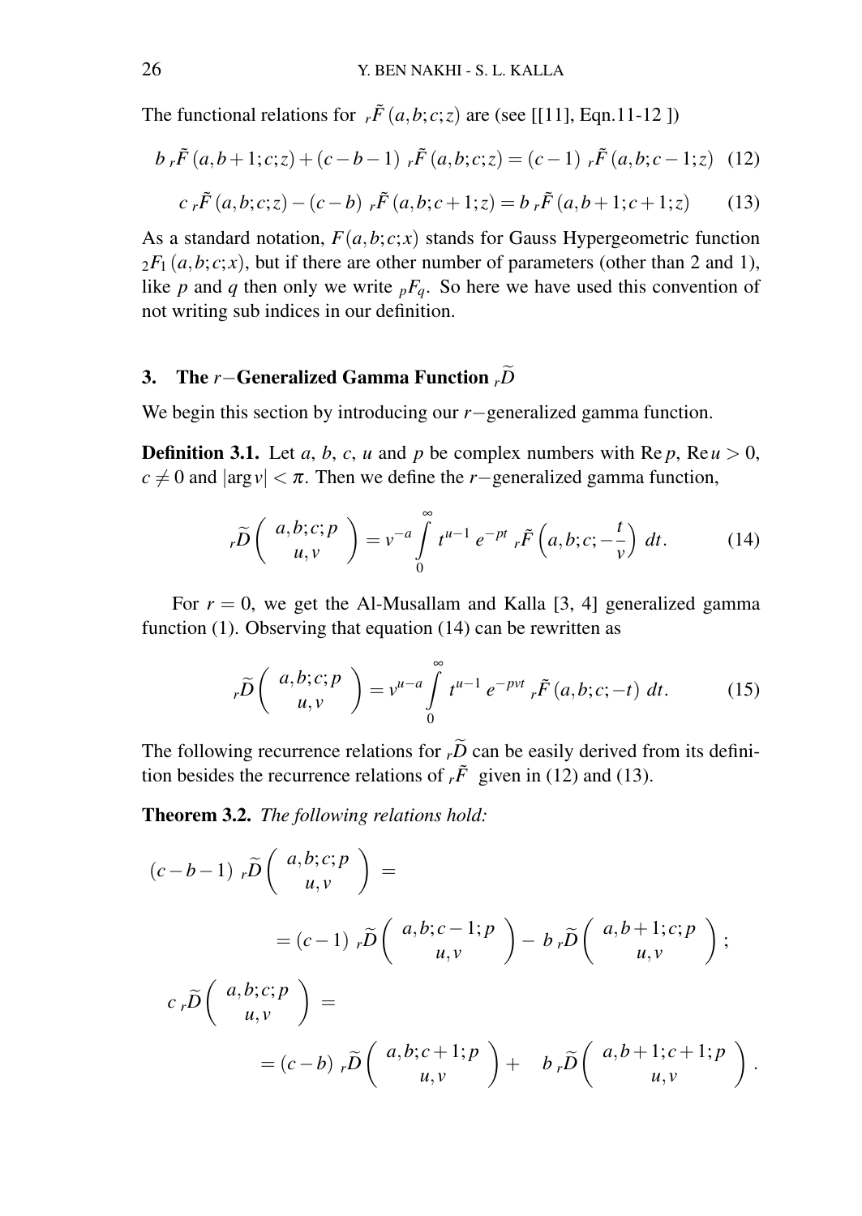The functional relations for ${}_r\tilde{F}\,(a,b;c;z)$ are (see [[11], Eqn.11-12 ])

$$b\ {}_r\tilde{F}\,(a,b+1;c;z) + (c-b-1)\ {}_r\tilde{F}\,(a,b;c;z) = (c-1)\ {}_r\tilde{F}\,(a,b;c-1;z) \quad (12)$$

$$c\ {}_r\tilde{F}\,(a,b;c;z) - (c-b)\ {}_r\tilde{F}\,(a,b;c+1;z) = b\ {}_r\tilde{F}\,(a,b+1;c+1;z) \quad (13)$$

As a standard notation, $F(a,b;c;x)$ stands for Gauss Hypergeometric function ${}_2F_1\,(a,b;c;x)$, but if there are other number of parameters (other than 2 and 1), like $p$ and $q$ then only we write ${}_pF_q$. So here we have used this convention of not writing sub indices in our definition.

## 3. The $r-$Generalized Gamma Function ${}_r\widetilde{D}$

We begin this section by introducing our $r-$generalized gamma function.

**Definition 3.1.** Let $a$, $b$, $c$, $u$ and $p$ be complex numbers with $\operatorname{Re} p$, $\operatorname{Re} u > 0$, $c \neq 0$ and $|\arg v| < \pi$. Then we define the $r-$generalized gamma function,

$${}_r\widetilde{D}\left(\begin{array}{c} a,b;c;p \\ u,v \end{array}\right) = v^{-a}\int_0^\infty t^{u-1}\, e^{-pt}\ {}_r\tilde{F}\left(a,b;c;-\frac{t}{v}\right)\, dt. \quad (14)$$

For $r=0$, we get the Al-Musallam and Kalla [3, 4] generalized gamma function (1). Observing that equation (14) can be rewritten as

$${}_r\widetilde{D}\left(\begin{array}{c} a,b;c;p \\ u,v \end{array}\right) = v^{u-a}\int_0^\infty t^{u-1}\, e^{-pvt}\ {}_r\tilde{F}\,(a,b;c;-t)\, dt. \quad (15)$$

The following recurrence relations for ${}_r\widetilde{D}$ can be easily derived from its definition besides the recurrence relations of ${}_r\tilde{F}$ given in (12) and (13).

**Theorem 3.2.** *The following relations hold:*

$$(c-b-1)\ {}_r\widetilde{D}\left(\begin{array}{c} a,b;c;p \\ u,v \end{array}\right) = (c-1)\ {}_r\widetilde{D}\left(\begin{array}{c} a,b;c-1;p \\ u,v \end{array}\right) - b\ {}_r\widetilde{D}\left(\begin{array}{c} a,b+1;c;p \\ u,v \end{array}\right);$$

$$c\ {}_r\widetilde{D}\left(\begin{array}{c} a,b;c;p \\ u,v \end{array}\right) = (c-b)\ {}_r\widetilde{D}\left(\begin{array}{c} a,b;c+1;p \\ u,v \end{array}\right) + b\ {}_r\widetilde{D}\left(\begin{array}{c} a,b+1;c+1;p \\ u,v \end{array}\right).$$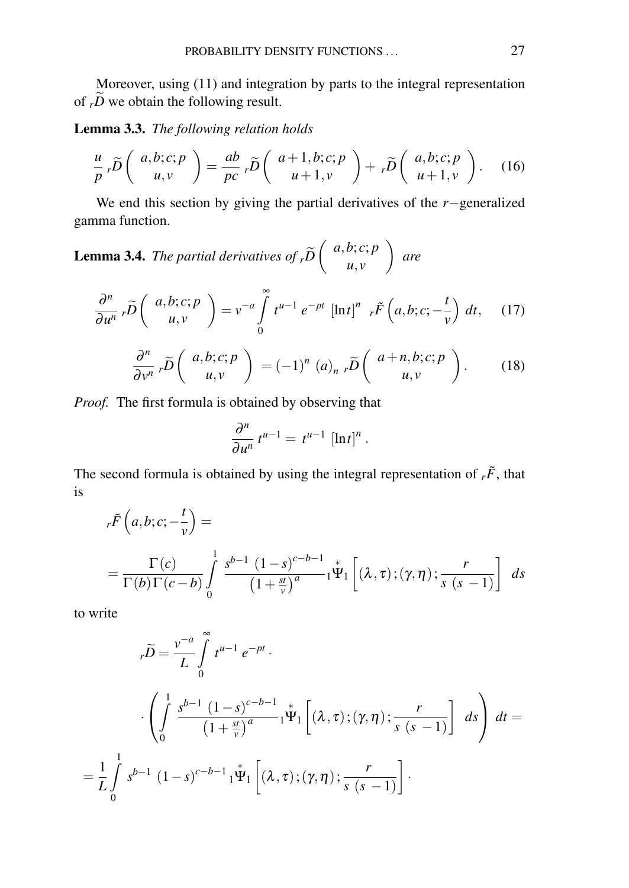Moreover, using (11) and integration by parts to the integral representation of ${}_r\widetilde{D}$ we obtain the following result.

**Lemma 3.3.** *The following relation holds*

$$\frac{u}{p}\,{}_r\widetilde{D}\left(\begin{array}{c} a,b;c;p \\ u,v \end{array}\right) = \frac{ab}{pc}\,{}_r\widetilde{D}\left(\begin{array}{c} a+1,b;c;p \\ u+1,v \end{array}\right) + {}_r\widetilde{D}\left(\begin{array}{c} a,b;c;p \\ u+1,v \end{array}\right). \quad (16)$$

We end this section by giving the partial derivatives of the $r-$generalized gamma function.

**Lemma 3.4.** *The partial derivatives of* ${}_r\widetilde{D}\left(\begin{array}{c} a,b;c;p \\ u,v \end{array}\right)$ *are*

$$\frac{\partial^n}{\partial u^n}\,{}_r\widetilde{D}\left(\begin{array}{c} a,b;c;p \\ u,v \end{array}\right) = v^{-a}\int_0^\infty t^{u-1}\,e^{-pt}\,\left[\ln t\right]^n\;{}_r\tilde{F}\left(a,b;c;-\frac{t}{v}\right)\,dt, \quad (17)$$

$$\frac{\partial^n}{\partial v^n}\,{}_r\widetilde{D}\left(\begin{array}{c} a,b;c;p \\ u,v \end{array}\right) = (-1)^n\,(a)_n\,{}_r\widetilde{D}\left(\begin{array}{c} a+n,b;c;p \\ u,v \end{array}\right). \quad (18)$$

*Proof.* The first formula is obtained by observing that

$$\frac{\partial^n}{\partial u^n}\,t^{u-1} = t^{u-1}\,\left[\ln t\right]^n.$$

The second formula is obtained by using the integral representation of ${}_r\tilde{F}$, that is

$${}_r\tilde{F}\left(a,b;c;-\frac{t}{v}\right) =$$

$$= \frac{\Gamma(c)}{\Gamma(b)\,\Gamma(c-b)}\int_0^1 \frac{s^{b-1}\,(1-s)^{c-b-1}}{\left(1+\frac{st}{v}\right)^a}\,{}_1\overset{*}{\Psi}_1\left[(\lambda,\tau);(\gamma,\eta);\frac{r}{s\,(s\,-1)}\right]\;ds$$

to write

$${}_r\widetilde{D} = \frac{v^{-a}}{L}\int_0^\infty t^{u-1}\,e^{-pt}\,\cdot$$

$$\cdot\left(\int_0^1 \frac{s^{b-1}\,(1-s)^{c-b-1}}{\left(1+\frac{st}{v}\right)^a}\,{}_1\overset{*}{\Psi}_1\left[(\lambda,\tau);(\gamma,\eta);\frac{r}{s\,(s\,-1)}\right]\;ds\right)\,dt =$$

$$= \frac{1}{L}\int_0^1 s^{b-1}\,(1-s)^{c-b-1}\,{}_1\overset{*}{\Psi}_1\left[(\lambda,\tau);(\gamma,\eta);\frac{r}{s\,(s\,-1)}\right]\cdot$$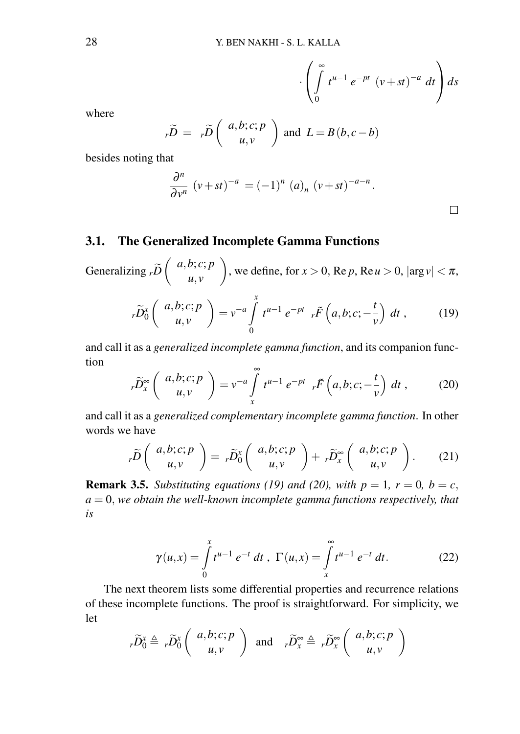$$\cdot \left( \int_0^\infty t^{u-1} \, e^{-pt} \, (v+st)^{-a} \, dt \right) ds$$

where

$${}_r\widetilde{D} = {}_r\widetilde{D}\left( \begin{array}{c} a,b;c;p \\ u,v \end{array} \right) \text{ and } L = B\,(b, c-b)$$

besides noting that

$$\frac{\partial^n}{\partial v^n} \, (v+st)^{-a} = (-1)^n \, (a)_n \, (v+st)^{-a-n}.$$

□

## 3.1. The Generalized Incomplete Gamma Functions

Generalizing ${}_r\widetilde{D}\left( \begin{array}{c} a,b;c;p \\ u,v \end{array} \right)$, we define, for $x > 0$, $\operatorname{Re} p$, $\operatorname{Re} u > 0$, $|\arg v| < \pi$,

$${}_r\widetilde{D}_0^x\left( \begin{array}{c} a,b;c;p \\ u,v \end{array} \right) = v^{-a} \int_0^x t^{u-1} \, e^{-pt} \, {}_r\tilde{F}\left(a,b;c;-\frac{t}{v}\right) \, dt \, , \tag{19}$$

and call it as a *generalized incomplete gamma function*, and its companion function

$${}_r\widetilde{D}_x^\infty\left( \begin{array}{c} a,b;c;p \\ u,v \end{array} \right) = v^{-a} \int_x^\infty t^{u-1} \, e^{-pt} \, {}_r\tilde{F}\left(a,b;c;-\frac{t}{v}\right) \, dt \, , \tag{20}$$

and call it as a *generalized complementary incomplete gamma function*. In other words we have

$${}_r\widetilde{D}\left( \begin{array}{c} a,b;c;p \\ u,v \end{array} \right) = {}_r\widetilde{D}_0^x\left( \begin{array}{c} a,b;c;p \\ u,v \end{array} \right) + {}_r\widetilde{D}_x^\infty\left( \begin{array}{c} a,b;c;p \\ u,v \end{array} \right). \tag{21}$$

**Remark 3.5.** *Substituting equations (19) and (20), with $p = 1$, $r = 0$, $b = c$, $a = 0$, we obtain the well-known incomplete gamma functions respectively, that is*

$$\gamma(u,x) = \int_0^x t^{u-1} \, e^{-t} \, dt \, , \; \Gamma(u,x) = \int_x^\infty t^{u-1} \, e^{-t} \, dt. \tag{22}$$

The next theorem lists some differential properties and recurrence relations of these incomplete functions. The proof is straightforward. For simplicity, we let

$${}_r\widetilde{D}_0^x \triangleq {}_r\widetilde{D}_0^x\left( \begin{array}{c} a,b;c;p \\ u,v \end{array} \right) \quad \text{and} \quad {}_r\widetilde{D}_x^\infty \triangleq {}_r\widetilde{D}_x^\infty\left( \begin{array}{c} a,b;c;p \\ u,v \end{array} \right)$$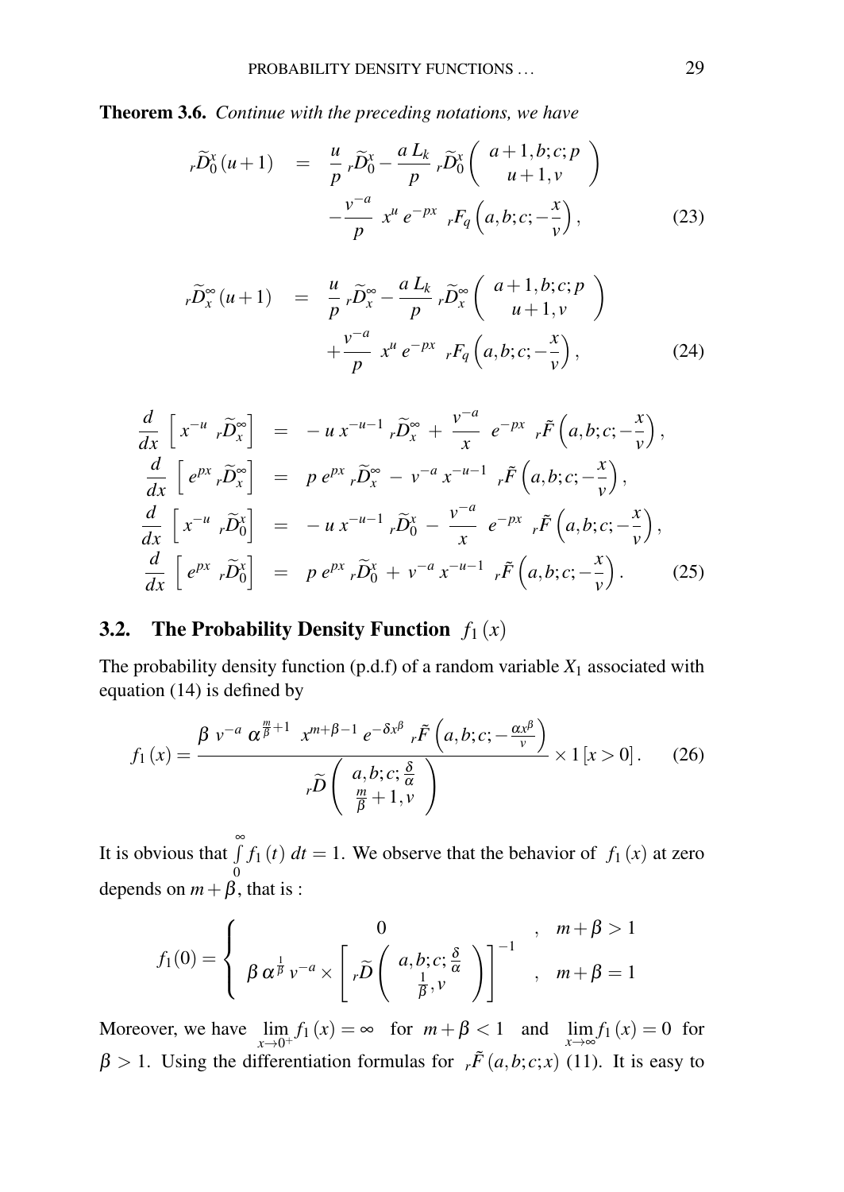**Theorem 3.6.** *Continue with the preceding notations, we have*

$$
\begin{aligned}
{}_r\widetilde{D}_0^x(u+1) &= \frac{u}{p}\, {}_r\widetilde{D}_0^x - \frac{a\,L_k}{p}\, {}_r\widetilde{D}_0^x\begin{pmatrix} a+1,b;c;p \\ u+1,v \end{pmatrix} \\
&\quad -\frac{v^{-a}}{p}\; x^u\, e^{-px}\;\, {}_rF_q\left(a,b;c;-\frac{x}{v}\right),
\end{aligned} \tag{23}
$$

$$
\begin{aligned}
{}_r\widetilde{D}_x^\infty(u+1) &= \frac{u}{p}\, {}_r\widetilde{D}_x^\infty - \frac{a\,L_k}{p}\, {}_r\widetilde{D}_x^\infty\begin{pmatrix} a+1,b;c;p \\ u+1,v \end{pmatrix} \\
&\quad +\frac{v^{-a}}{p}\; x^u\, e^{-px}\;\, {}_rF_q\left(a,b;c;-\frac{x}{v}\right),
\end{aligned} \tag{24}
$$

$$
\begin{aligned}
\frac{d}{dx}\left[x^{-u}\, {}_r\widetilde{D}_x^\infty\right] &= -\,u\,x^{-u-1}\, {}_r\widetilde{D}_x^\infty + \frac{v^{-a}}{x}\; e^{-px}\;\, {}_r\tilde{F}\left(a,b;c;-\frac{x}{v}\right), \\
\frac{d}{dx}\left[e^{px}\, {}_r\widetilde{D}_x^\infty\right] &= p\,e^{px}\, {}_r\widetilde{D}_x^\infty - v^{-a}\,x^{-u-1}\;\, {}_r\tilde{F}\left(a,b;c;-\frac{x}{v}\right), \\
\frac{d}{dx}\left[x^{-u}\, {}_r\widetilde{D}_0^x\right] &= -\,u\,x^{-u-1}\, {}_r\widetilde{D}_0^x - \frac{v^{-a}}{x}\; e^{-px}\;\, {}_r\tilde{F}\left(a,b;c;-\frac{x}{v}\right), \\
\frac{d}{dx}\left[e^{px}\, {}_r\widetilde{D}_0^x\right] &= p\,e^{px}\, {}_r\widetilde{D}_0^x + v^{-a}\,x^{-u-1}\;\, {}_r\tilde{F}\left(a,b;c;-\frac{x}{v}\right).
\end{aligned} \tag{25}
$$

## 3.2. The Probability Density Function $f_1(x)$

The probability density function (p.d.f) of a random variable $X_1$ associated with equation (14) is defined by

$$
f_1(x) = \frac{\beta\, v^{-a}\, \alpha^{\frac{m}{\beta}+1}\; x^{m+\beta-1}\, e^{-\delta x^\beta}\; {}_r\tilde{F}\left(a,b;c;-\frac{\alpha x^\beta}{v}\right)}{{}_r\widetilde{D}\begin{pmatrix} a,b;c;\frac{\delta}{\alpha} \\ \frac{m}{\beta}+1,v \end{pmatrix}} \times 1\left[x>0\right]. \tag{26}
$$

It is obvious that $\int_0^\infty f_1(t)\,dt = 1$. We observe that the behavior of $f_1(x)$ at zero depends on $m+\beta$, that is :

$$
f_1(0) = \begin{cases} 0 & , \quad m+\beta > 1 \\ \beta\,\alpha^{\frac{1}{\beta}}\, v^{-a} \times \left[{}_r\widetilde{D}\begin{pmatrix} a,b;c;\frac{\delta}{\alpha} \\ \frac{1}{\beta},v \end{pmatrix}\right]^{-1} & , \quad m+\beta = 1 \end{cases}
$$

Moreover, we have $\lim\limits_{x\to 0^+} f_1(x) = \infty$ for $m+\beta < 1$ and $\lim\limits_{x\to\infty} f_1(x) = 0$ for $\beta > 1$. Using the differentiation formulas for ${}_r\tilde{F}(a,b;c;x)$ (11). It is easy to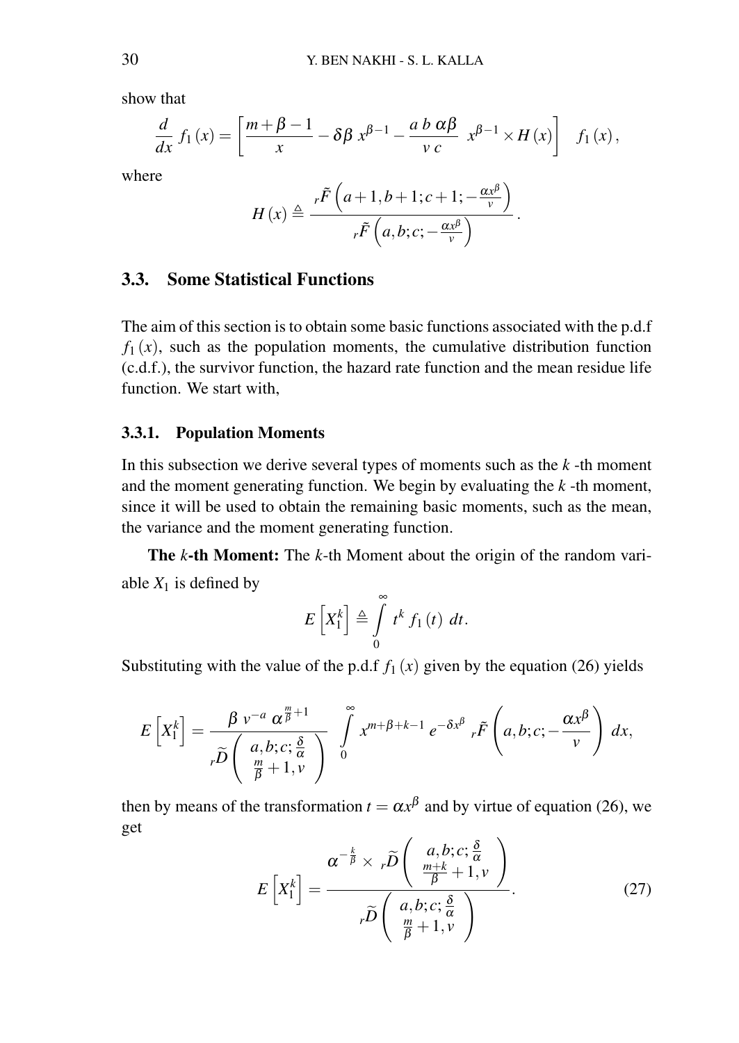show that

$$\frac{d}{dx}\, f_1(x) = \left[ \frac{m+\beta-1}{x} - \delta\beta\, x^{\beta-1} - \frac{a\, b\, \alpha\beta}{v\, c}\; x^{\beta-1} \times H(x) \right] \quad f_1(x),$$

where

$$H(x) \triangleq \frac{{}_r\tilde{F}\left(a+1, b+1; c+1; -\frac{\alpha x^{\beta}}{v}\right)}{{}_r\tilde{F}\left(a, b; c; -\frac{\alpha x^{\beta}}{v}\right)}.$$

### 3.3. Some Statistical Functions

The aim of this section is to obtain some basic functions associated with the p.d.f $f_1(x)$, such as the population moments, the cumulative distribution function (c.d.f.), the survivor function, the hazard rate function and the mean residue life function. We start with,

#### 3.3.1. Population Moments

In this subsection we derive several types of moments such as the $k$ -th moment and the moment generating function. We begin by evaluating the $k$ -th moment, since it will be used to obtain the remaining basic moments, such as the mean, the variance and the moment generating function.

**The $k$-th Moment:** The $k$-th Moment about the origin of the random variable $X_1$ is defined by

$$E\left[X_1^k\right] \triangleq \int_0^{\infty} t^k\, f_1(t)\; dt.$$

Substituting with the value of the p.d.f $f_1(x)$ given by the equation (26) yields

$$E\left[X_1^k\right] = \frac{\beta\; v^{-a}\; \alpha^{\frac{m}{\beta}+1}}{{}_r\widetilde{D}\begin{pmatrix} a, b; c; \frac{\delta}{\alpha} \\ \frac{m}{\beta}+1, v \end{pmatrix}} \int_0^{\infty} x^{m+\beta+k-1}\, e^{-\delta x^{\beta}}\; {}_r\tilde{F}\left(a, b; c; -\frac{\alpha x^{\beta}}{v}\right) dx,$$

then by means of the transformation $t = \alpha x^{\beta}$ and by virtue of equation (26), we get

$$E\left[X_1^k\right] = \frac{\alpha^{-\frac{k}{\beta}} \times\; {}_r\widetilde{D}\begin{pmatrix} a, b; c; \frac{\delta}{\alpha} \\ \frac{m+k}{\beta}+1, v \end{pmatrix}}{{}_r\widetilde{D}\begin{pmatrix} a, b; c; \frac{\delta}{\alpha} \\ \frac{m}{\beta}+1, v \end{pmatrix}}. \tag{27}$$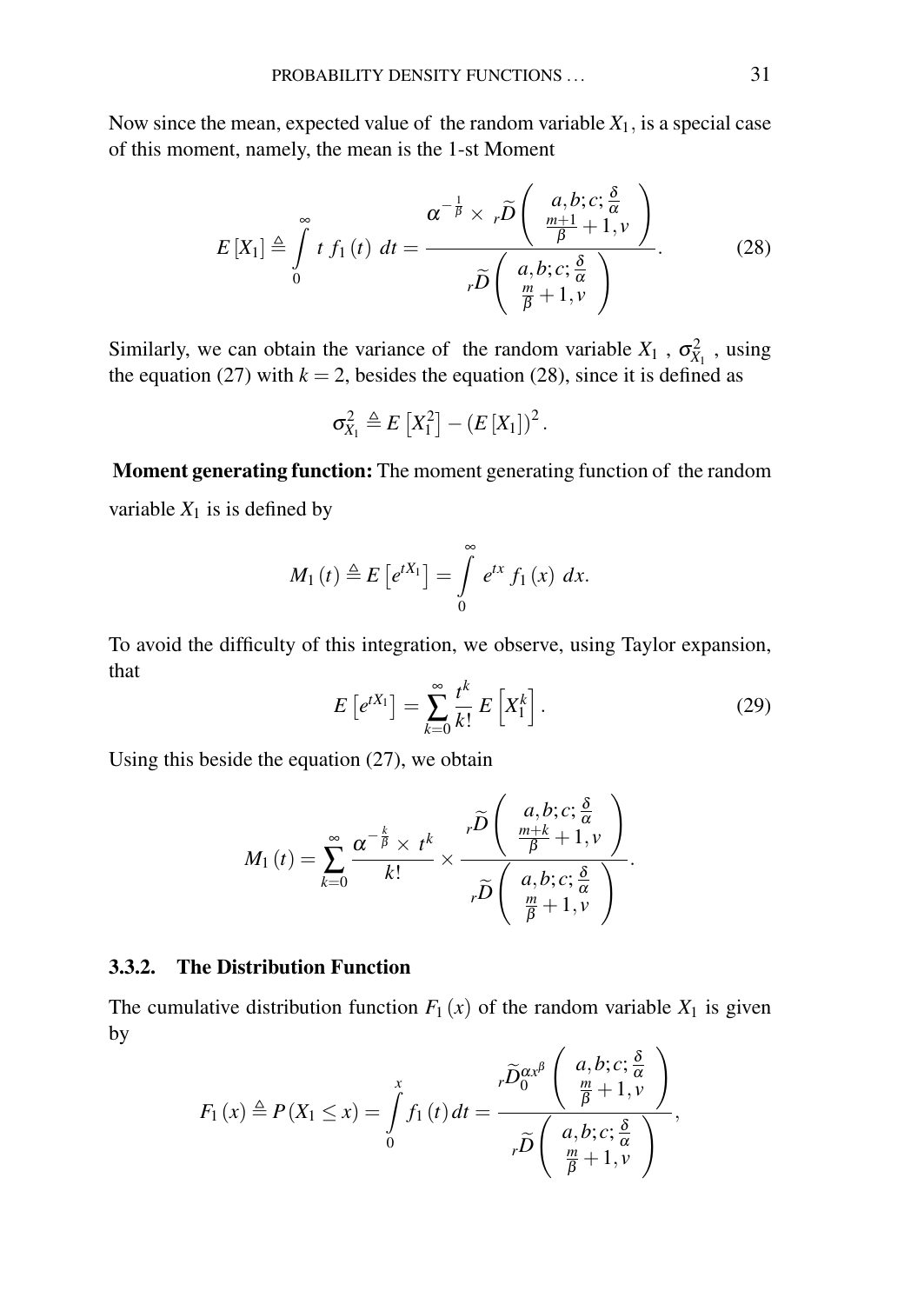Now since the mean, expected value of the random variable $X_1$, is a special case of this moment, namely, the mean is the 1-st Moment

$$E\left[X_1\right] \triangleq \int_0^\infty t\ f_1\left(t\right)\ dt = \frac{\alpha^{-\frac{1}{\beta}} \times\ {}_r\widetilde{D}\left(\begin{array}{c} a,b;c;\frac{\delta}{\alpha} \\ \frac{m+1}{\beta}+1,\nu \end{array}\right)}{{}_r\widetilde{D}\left(\begin{array}{c} a,b;c;\frac{\delta}{\alpha} \\ \frac{m}{\beta}+1,\nu \end{array}\right)}. \tag{28}$$

Similarly, we can obtain the variance of the random variable $X_1$ , $\sigma_{X_1}^2$ , using the equation (27) with $k=2$, besides the equation (28), since it is defined as

$$\sigma_{X_1}^2 \triangleq E\left[X_1^2\right] - \left(E\left[X_1\right]\right)^2.$$

**Moment generating function:** The moment generating function of the random variable $X_1$ is is defined by

$$M_1\left(t\right) \triangleq E\left[e^{tX_1}\right] = \int_0^\infty e^{tx}\ f_1\left(x\right)\ dx.$$

To avoid the difficulty of this integration, we observe, using Taylor expansion, that

$$E\left[e^{tX_1}\right] = \sum_{k=0}^{\infty} \frac{t^k}{k!}\, E\left[X_1^k\right]. \tag{29}$$

Using this beside the equation (27), we obtain

$$M_1\left(t\right) = \sum_{k=0}^{\infty} \frac{\alpha^{-\frac{k}{\beta}} \times\ t^k}{k!} \times \frac{{}_r\widetilde{D}\left(\begin{array}{c} a,b;c;\frac{\delta}{\alpha} \\ \frac{m+k}{\beta}+1,\nu \end{array}\right)}{{}_r\widetilde{D}\left(\begin{array}{c} a,b;c;\frac{\delta}{\alpha} \\ \frac{m}{\beta}+1,\nu \end{array}\right)}.$$

### 3.3.2. The Distribution Function

The cumulative distribution function $F_1\left(x\right)$ of the random variable $X_1$ is given by

$$F_1\left(x\right) \triangleq P\left(X_1 \leq x\right) = \int_0^x f_1\left(t\right) dt = \frac{{}_r\widetilde{D}_0^{\alpha x^\beta}\left(\begin{array}{c} a,b;c;\frac{\delta}{\alpha} \\ \frac{m}{\beta}+1,\nu \end{array}\right)}{{}_r\widetilde{D}\left(\begin{array}{c} a,b;c;\frac{\delta}{\alpha} \\ \frac{m}{\beta}+1,\nu \end{array}\right)},$$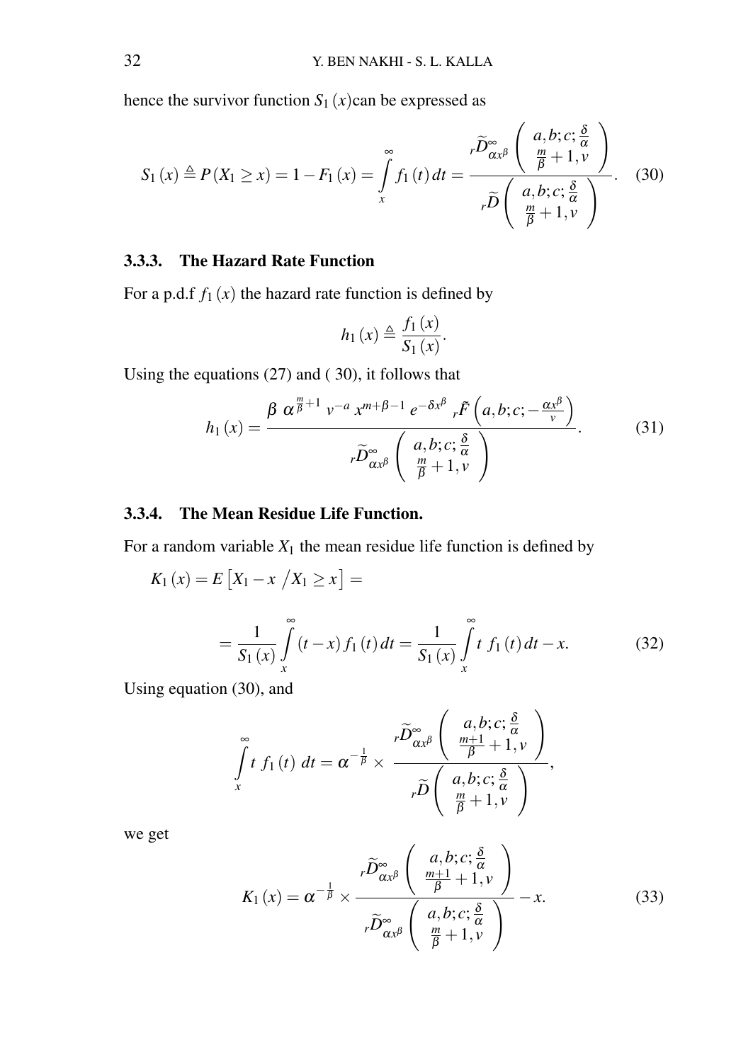hence the survivor function $S_1(x)$ can be expressed as

$$S_1(x) \triangleq P(X_1 \geq x) = 1 - F_1(x) = \int_x^\infty f_1(t)\,dt = \frac{{}_r\widetilde{D}^{\infty}_{\alpha x^\beta}\begin{pmatrix} a,b;c;\frac{\delta}{\alpha} \\ \frac{m}{\beta}+1,v \end{pmatrix}}{{}_r\widetilde{D}\begin{pmatrix} a,b;c;\frac{\delta}{\alpha} \\ \frac{m}{\beta}+1,v \end{pmatrix}}. \quad (30)$$

### 3.3.3. The Hazard Rate Function

For a p.d.f $f_1(x)$ the hazard rate function is defined by

$$h_1(x) \triangleq \frac{f_1(x)}{S_1(x)}.$$

Using the equations (27) and ( 30), it follows that

$$h_1(x) = \frac{\beta\,\alpha^{\frac{m}{\beta}+1}\,v^{-a}\,x^{m+\beta-1}\,e^{-\delta x^\beta}\,{}_r\tilde{F}\left(a,b;c;-\frac{\alpha x^\beta}{v}\right)}{{}_r\widetilde{D}^{\infty}_{\alpha x^\beta}\begin{pmatrix} a,b;c;\frac{\delta}{\alpha} \\ \frac{m}{\beta}+1,v \end{pmatrix}}. \quad (31)$$

### 3.3.4. The Mean Residue Life Function.

For a random variable $X_1$ the mean residue life function is defined by

$$K_1(x) = E\left[X_1 - x \;/ X_1 \geq x\right] =$$

$$= \frac{1}{S_1(x)}\int_x^\infty (t-x)\,f_1(t)\,dt = \frac{1}{S_1(x)}\int_x^\infty t\,f_1(t)\,dt - x. \quad (32)$$

Using equation (30), and

$$\int_x^\infty t\,f_1(t)\,dt = \alpha^{-\frac{1}{\beta}} \times \frac{{}_r\widetilde{D}^{\infty}_{\alpha x^\beta}\begin{pmatrix} a,b;c;\frac{\delta}{\alpha} \\ \frac{m+1}{\beta}+1,v \end{pmatrix}}{{}_r\widetilde{D}\begin{pmatrix} a,b;c;\frac{\delta}{\alpha} \\ \frac{m}{\beta}+1,v \end{pmatrix}},$$

we get

$$K_1(x) = \alpha^{-\frac{1}{\beta}} \times \frac{{}_r\widetilde{D}^{\infty}_{\alpha x^\beta}\begin{pmatrix} a,b;c;\frac{\delta}{\alpha} \\ \frac{m+1}{\beta}+1,v \end{pmatrix}}{{}_r\widetilde{D}^{\infty}_{\alpha x^\beta}\begin{pmatrix} a,b;c;\frac{\delta}{\alpha} \\ \frac{m}{\beta}+1,v \end{pmatrix}} - x. \quad (33)$$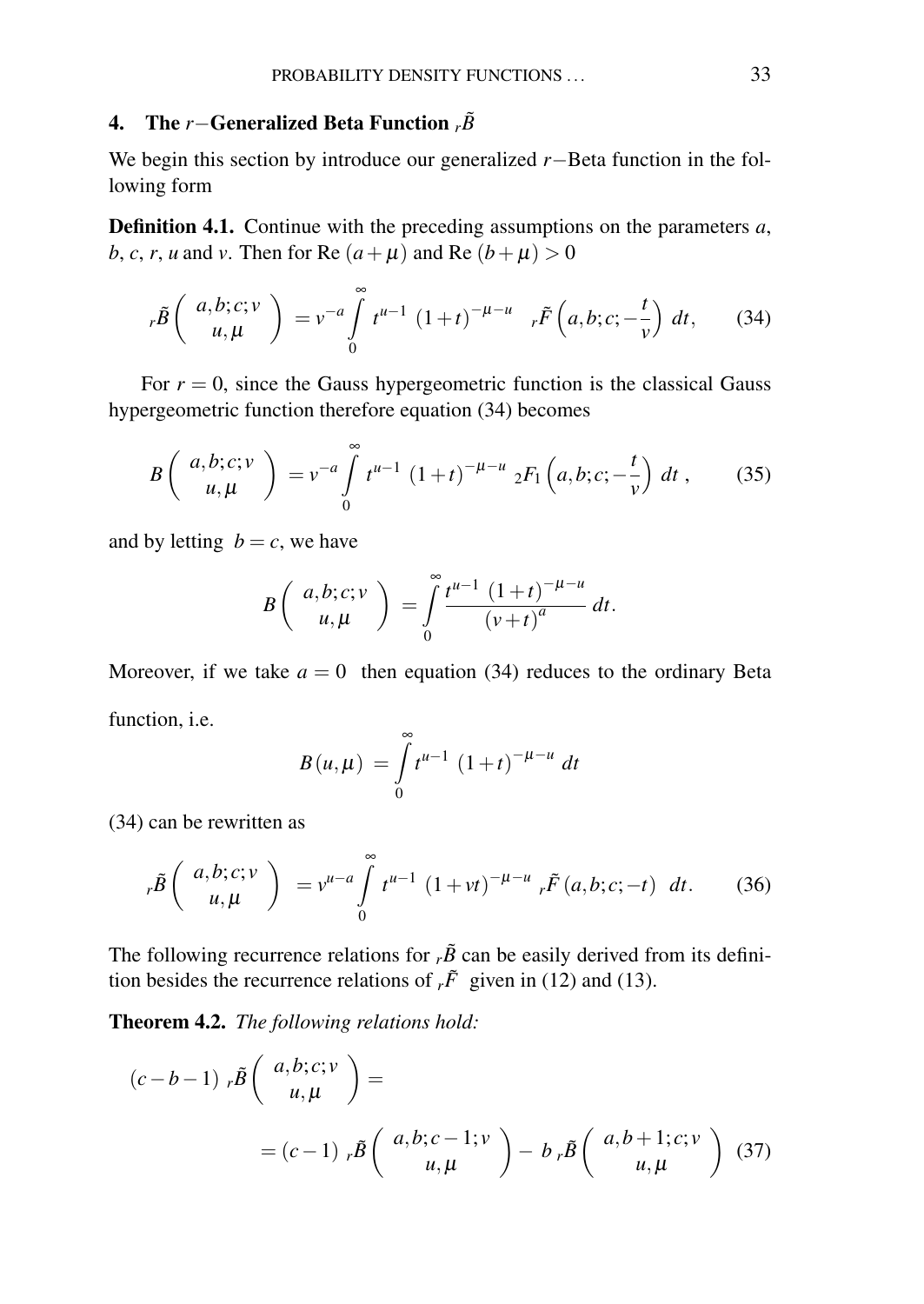## 4. The $r-$Generalized Beta Function ${}_r\tilde{B}$

We begin this section by introduce our generalized $r-$Beta function in the following form

**Definition 4.1.** Continue with the preceding assumptions on the parameters $a$, $b$, $c$, $r$, $u$ and $v$. Then for Re $(a+\mu)$ and Re $(b+\mu)>0$

$$
{}_r\tilde{B}\left(\begin{array}{c} a,b;c;v \\ u,\mu \end{array}\right) = v^{-a}\int_0^\infty t^{u-1}\,(1+t)^{-\mu-u}\quad {}_r\tilde{F}\left(a,b;c;-\frac{t}{v}\right)\,dt, \tag{34}
$$

For $r=0$, since the Gauss hypergeometric function is the classical Gauss hypergeometric function therefore equation (34) becomes

$$
B\left(\begin{array}{c} a,b;c;v \\ u,\mu \end{array}\right) = v^{-a}\int_0^\infty t^{u-1}\,(1+t)^{-\mu-u}\;{}_2F_1\left(a,b;c;-\frac{t}{v}\right)\,dt\;, \tag{35}
$$

and by letting $b=c$, we have

$$
B\left(\begin{array}{c} a,b;c;v \\ u,\mu \end{array}\right) = \int_0^\infty \frac{t^{u-1}\,(1+t)^{-\mu-u}}{(v+t)^a}\,dt.
$$

Moreover, if we take $a=0$ then equation (34) reduces to the ordinary Beta function, i.e.

$$
B(u,\mu) = \int_0^\infty t^{u-1}\,(1+t)^{-\mu-u}\,dt
$$

(34) can be rewritten as

$$
{}_r\tilde{B}\left(\begin{array}{c} a,b;c;v \\ u,\mu \end{array}\right) = v^{u-a}\int_0^\infty t^{u-1}\,(1+vt)^{-\mu-u}\;{}_r\tilde{F}\,(a,b;c;-t)\;\,dt. \tag{36}
$$

The following recurrence relations for ${}_r\tilde{B}$ can be easily derived from its definition besides the recurrence relations of ${}_r\tilde{F}$ given in (12) and (13).

**Theorem 4.2.** *The following relations hold:*

$$
\begin{aligned}
(c-b-1)\;{}_r\tilde{B}\left(\begin{array}{c} a,b;c;v \\ u,\mu \end{array}\right) &= \\
&= (c-1)\;{}_r\tilde{B}\left(\begin{array}{c} a,b;c-1;v \\ u,\mu \end{array}\right) - b\;{}_r\tilde{B}\left(\begin{array}{c} a,b+1;c;v \\ u,\mu \end{array}\right)
\end{aligned} \tag{37}
$$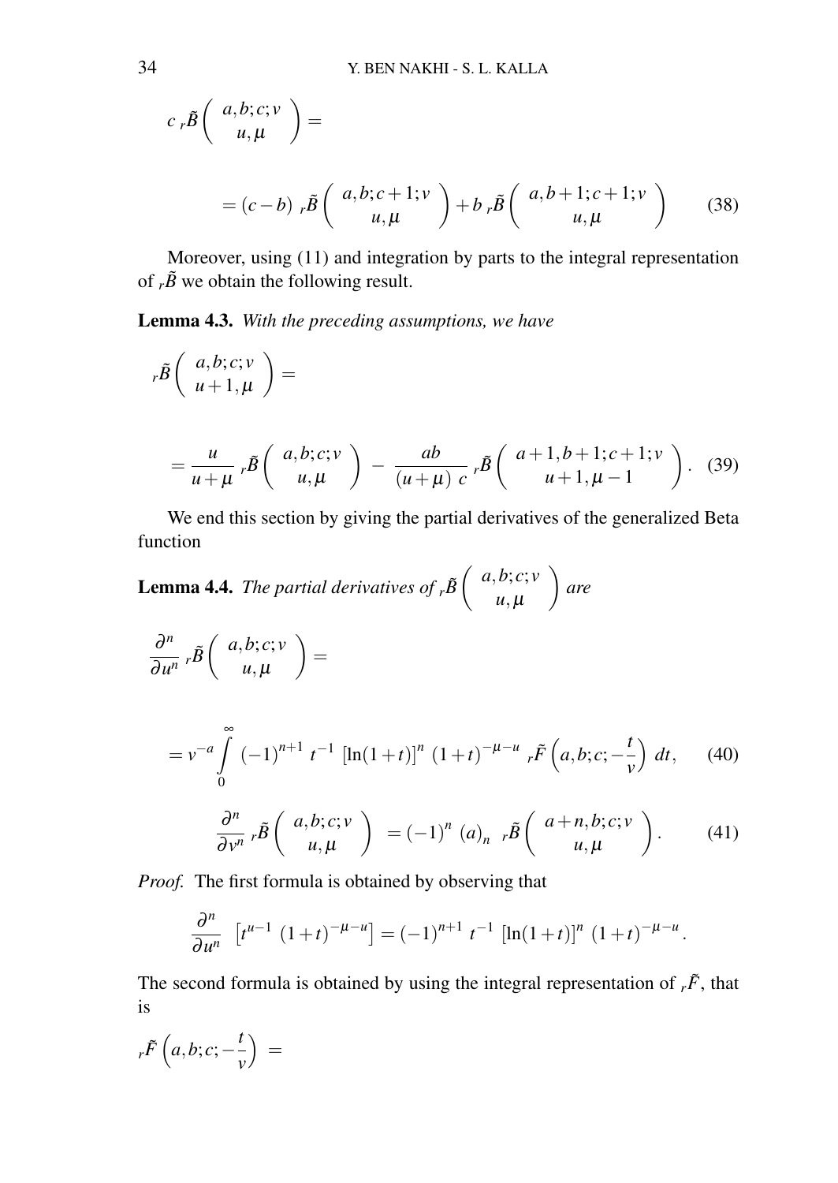$$c\ {}_r\tilde{B}\left(\begin{array}{c} a,b;c;v \\ u,\mu \end{array}\right) =$$

$$= (c-b)\ {}_r\tilde{B}\left(\begin{array}{c} a,b;c+1;v \\ u,\mu \end{array}\right) + b\ {}_r\tilde{B}\left(\begin{array}{c} a,b+1;c+1;v \\ u,\mu \end{array}\right) \tag{38}$$

Moreover, using (11) and integration by parts to the integral representation of ${}_r\tilde{B}$ we obtain the following result.

**Lemma 4.3.** *With the preceding assumptions, we have*

$${}_r\tilde{B}\left(\begin{array}{c} a,b;c;v \\ u+1,\mu \end{array}\right) =$$

$$= \frac{u}{u+\mu}\ {}_r\tilde{B}\left(\begin{array}{c} a,b;c;v \\ u,\mu \end{array}\right) \ - \ \frac{ab}{(u+\mu)\ c}\ {}_r\tilde{B}\left(\begin{array}{c} a+1,b+1;c+1;v \\ u+1,\mu-1 \end{array}\right). \tag{39}$$

We end this section by giving the partial derivatives of the generalized Beta function

**Lemma 4.4.** *The partial derivatives of* ${}_r\tilde{B}\left(\begin{array}{c} a,b;c;v \\ u,\mu \end{array}\right)$ *are*

$$\frac{\partial^n}{\partial u^n}\ {}_r\tilde{B}\left(\begin{array}{c} a,b;c;v \\ u,\mu \end{array}\right) =$$

$$= v^{-a} \int_0^\infty (-1)^{n+1}\ t^{-1}\ \left[\ln(1+t)\right]^n\ (1+t)^{-\mu-u}\ {}_r\tilde{F}\left(a,b;c;-\frac{t}{v}\right)\ dt, \tag{40}$$

$$\frac{\partial^n}{\partial v^n}\ {}_r\tilde{B}\left(\begin{array}{c} a,b;c;v \\ u,\mu \end{array}\right) \ = (-1)^n\ (a)_n\ \ {}_r\tilde{B}\left(\begin{array}{c} a+n,b;c;v \\ u,\mu \end{array}\right). \tag{41}$$

*Proof.* The first formula is obtained by observing that

$$\frac{\partial^n}{\partial u^n}\ \left[t^{u-1}\ (1+t)^{-\mu-u}\right] = (-1)^{n+1}\ t^{-1}\ \left[\ln(1+t)\right]^n\ (1+t)^{-\mu-u}.$$

The second formula is obtained by using the integral representation of ${}_r\tilde{F}$, that is

$${}_r\tilde{F}\left(a,b;c;-\frac{t}{v}\right)\ =$$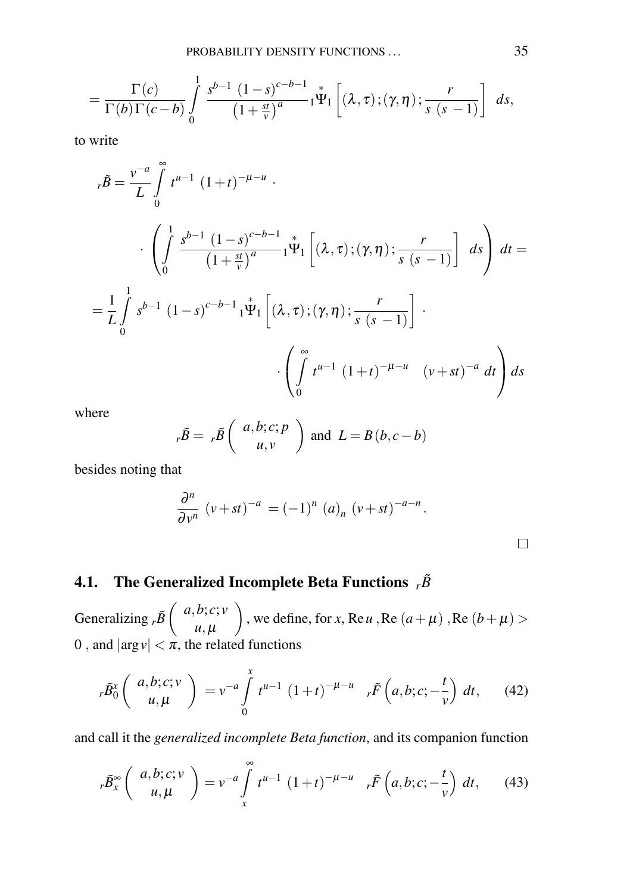$$= \frac{\Gamma(c)}{\Gamma(b)\,\Gamma(c-b)} \int_0^1 \frac{s^{b-1}\,(1-s)^{c-b-1}}{\left(1+\frac{st}{v}\right)^a}\, {}_1\overset{*}{\Psi}_1\left[(\lambda,\tau);(\gamma,\eta);\frac{r}{s\,(s\,-1)}\right]\,ds,$$

to write

$$_r\tilde{B} = \frac{v^{-a}}{L}\int_0^\infty t^{u-1}\,(1+t)^{-\mu-u}\,\cdot$$

$$\cdot\left(\int_0^1 \frac{s^{b-1}\,(1-s)^{c-b-1}}{\left(1+\frac{st}{v}\right)^a}\, {}_1\overset{*}{\Psi}_1\left[(\lambda,\tau);(\gamma,\eta);\frac{r}{s\,(s\,-1)}\right]\,ds\right)dt =$$

$$= \frac{1}{L}\int_0^1 s^{b-1}\,(1-s)^{c-b-1}\, {}_1\overset{*}{\Psi}_1\left[(\lambda,\tau);(\gamma,\eta);\frac{r}{s\,(s\,-1)}\right]\,\cdot$$

$$\cdot\left(\int_0^\infty t^{u-1}\,(1+t)^{-\mu-u}\quad(v+st)^{-a}\,dt\right)ds$$

where

$$_r\tilde{B} = {}_r\tilde{B}\left(\begin{array}{c} a,b;c;p \\ u,v \end{array}\right) \text{ and } L = B\,(b,c-b)$$

besides noting that

$$\frac{\partial^n}{\partial v^n}\,(v+st)^{-a} = (-1)^n\,(a)_n\,(v+st)^{-a-n}.$$

□

## 4.1. The Generalized Incomplete Beta Functions $_r\tilde{B}$

Generalizing $_r\tilde{B}\left(\begin{array}{c} a,b;c;v \\ u,\mu \end{array}\right)$, we define, for $x$, $\mathrm{Re}\,u$ , $\mathrm{Re}\,(a+\mu)$ , $\mathrm{Re}\,(b+\mu) > 0$ , and $|\arg v| < \pi$, the related functions

$$_r\tilde{B}_0^x\left(\begin{array}{c} a,b;c;v \\ u,\mu \end{array}\right) = v^{-a}\int_0^x t^{u-1}\,(1+t)^{-\mu-u}\quad {}_r\tilde{F}\left(a,b;c;-\frac{t}{v}\right)\,dt, \qquad (42)$$

and call it the *generalized incomplete Beta function*, and its companion function

$$_r\tilde{B}_x^\infty\left(\begin{array}{c} a,b;c;v \\ u,\mu \end{array}\right) = v^{-a}\int_x^\infty t^{u-1}\,(1+t)^{-\mu-u}\quad {}_r\tilde{F}\left(a,b;c;-\frac{t}{v}\right)\,dt, \qquad (43)$$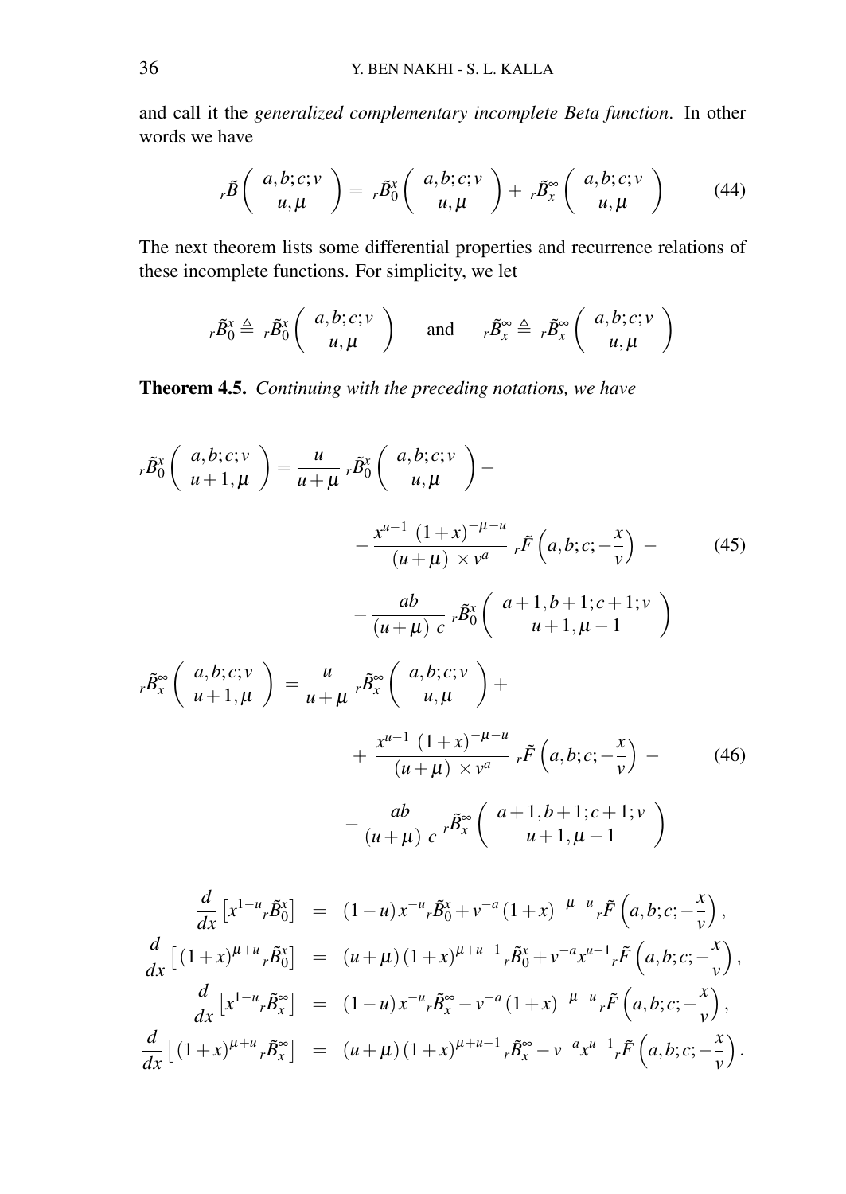and call it the *generalized complementary incomplete Beta function*. In other words we have

$$
{}_r\tilde{B}\left(\begin{array}{c} a,b;c;v \\ u,\mu \end{array}\right) = {}_r\tilde{B}_0^x\left(\begin{array}{c} a,b;c;v \\ u,\mu \end{array}\right) + {}_r\tilde{B}_x^\infty\left(\begin{array}{c} a,b;c;v \\ u,\mu \end{array}\right) \tag{44}
$$

The next theorem lists some differential properties and recurrence relations of these incomplete functions. For simplicity, we let

$$
{}_r\tilde{B}_0^x \triangleq {}_r\tilde{B}_0^x\left(\begin{array}{c} a,b;c;v \\ u,\mu \end{array}\right) \quad \text{and} \quad {}_r\tilde{B}_x^\infty \triangleq {}_r\tilde{B}_x^\infty\left(\begin{array}{c} a,b;c;v \\ u,\mu \end{array}\right)
$$

**Theorem 4.5.** *Continuing with the preceding notations, we have*

$$
\begin{aligned}
{}_r\tilde{B}_0^x\left(\begin{array}{c} a,b;c;v \\ u+1,\mu \end{array}\right) = \frac{u}{u+\mu}\, {}_r\tilde{B}_0^x\left(\begin{array}{c} a,b;c;v \\ u,\mu \end{array}\right) - \\
- \frac{x^{u-1}\,(1+x)^{-\mu-u}}{(u+\mu)\,\times v^a}\, {}_r\tilde{F}\left(a,b;c;-\frac{x}{v}\right) - \\
- \frac{ab}{(u+\mu)\,c}\, {}_r\tilde{B}_0^x\left(\begin{array}{c} a+1,b+1;c+1;v \\ u+1,\mu-1 \end{array}\right)
\end{aligned} \tag{45}
$$

$$
\begin{aligned}
{}_r\tilde{B}_x^\infty\left(\begin{array}{c} a,b;c;v \\ u+1,\mu \end{array}\right) = \frac{u}{u+\mu}\, {}_r\tilde{B}_x^\infty\left(\begin{array}{c} a,b;c;v \\ u,\mu \end{array}\right) + \\
+ \frac{x^{u-1}\,(1+x)^{-\mu-u}}{(u+\mu)\,\times v^a}\, {}_r\tilde{F}\left(a,b;c;-\frac{x}{v}\right) - \\
- \frac{ab}{(u+\mu)\,c}\, {}_r\tilde{B}_x^\infty\left(\begin{array}{c} a+1,b+1;c+1;v \\ u+1,\mu-1 \end{array}\right)
\end{aligned} \tag{46}
$$

$$
\begin{aligned}
\frac{d}{dx}\left[x^{1-u}\,{}_r\tilde{B}_0^x\right] &= (1-u)x^{-u}\,{}_r\tilde{B}_0^x + v^{-a}(1+x)^{-\mu-u}\,{}_r\tilde{F}\left(a,b;c;-\frac{x}{v}\right), \\
\frac{d}{dx}\left[(1+x)^{\mu+u}\,{}_r\tilde{B}_0^x\right] &= (u+\mu)(1+x)^{\mu+u-1}\,{}_r\tilde{B}_0^x + v^{-a}x^{u-1}\,{}_r\tilde{F}\left(a,b;c;-\frac{x}{v}\right), \\
\frac{d}{dx}\left[x^{1-u}\,{}_r\tilde{B}_x^\infty\right] &= (1-u)x^{-u}\,{}_r\tilde{B}_x^\infty - v^{-a}(1+x)^{-\mu-u}\,{}_r\tilde{F}\left(a,b;c;-\frac{x}{v}\right), \\
\frac{d}{dx}\left[(1+x)^{\mu+u}\,{}_r\tilde{B}_x^\infty\right] &= (u+\mu)(1+x)^{\mu+u-1}\,{}_r\tilde{B}_x^\infty - v^{-a}x^{u-1}\,{}_r\tilde{F}\left(a,b;c;-\frac{x}{v}\right).
\end{aligned}
$$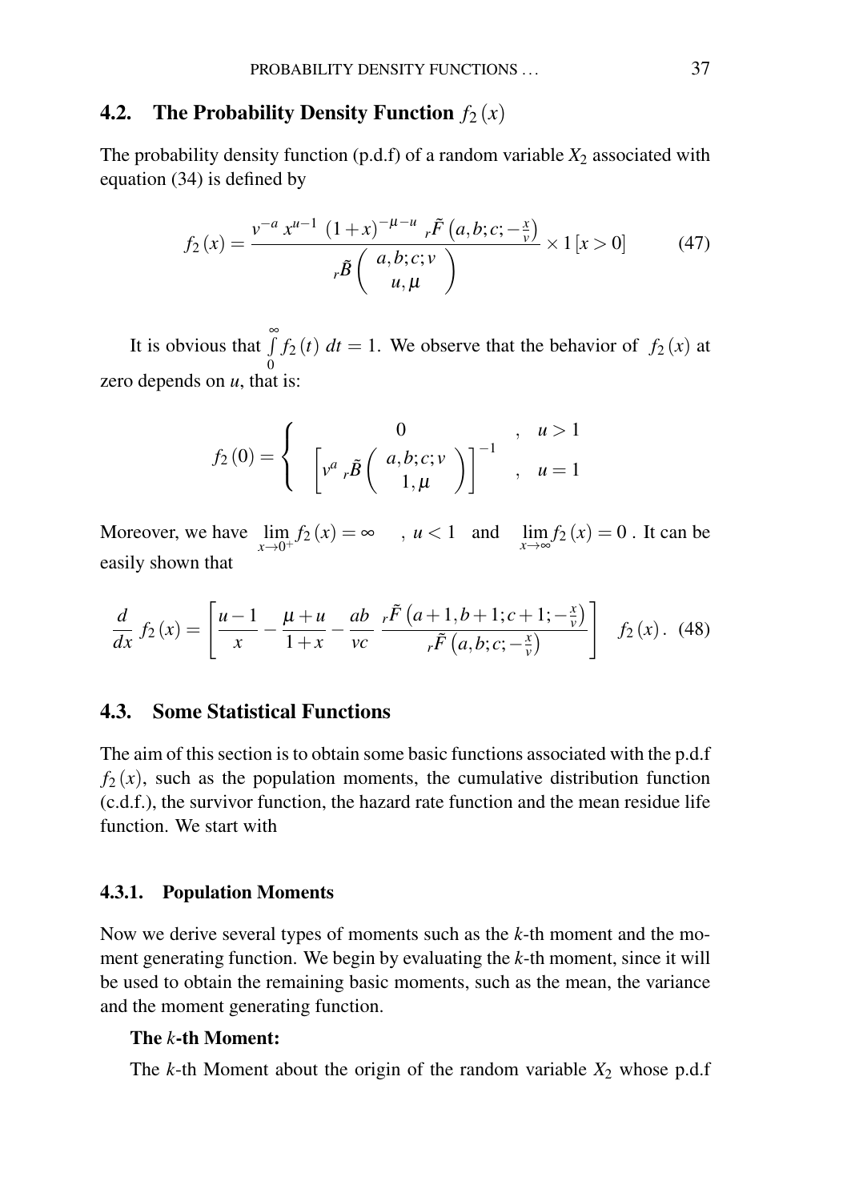## 4.2. The Probability Density Function $f_2(x)$

The probability density function (p.d.f) of a random variable $X_2$ associated with equation (34) is defined by

$$f_2(x) = \frac{v^{-a}\, x^{u-1}\, (1+x)^{-\mu-u}\, {}_r\tilde{F}\left(a,b;c;-\frac{x}{v}\right)}{{}_r\tilde{B}\left(\begin{array}{c} a,b;c;v \\ u,\mu \end{array}\right)} \times 1[x>0] \tag{47}$$

It is obvious that $\int\limits_0^\infty f_2(t)\, dt = 1$. We observe that the behavior of $f_2(x)$ at zero depends on $u$, that is:

$$f_2(0) = \begin{cases} 0 & , \quad u > 1 \\ \left[v^a\, {}_r\tilde{B}\left(\begin{array}{c} a,b;c;v \\ 1,\mu \end{array}\right)\right]^{-1} & , \quad u = 1 \end{cases}$$

Moreover, we have $\lim\limits_{x \to 0^+} f_2(x) = \infty \quad , u < 1$ and $\lim\limits_{x \to \infty} f_2(x) = 0$ . It can be easily shown that

$$\frac{d}{dx}\, f_2(x) = \left[\frac{u-1}{x} - \frac{\mu+u}{1+x} - \frac{ab}{vc}\, \frac{{}_r\tilde{F}\left(a+1,b+1;c+1;-\frac{x}{v}\right)}{{}_r\tilde{F}\left(a,b;c;-\frac{x}{v}\right)}\right] \quad f_2(x). \tag{48}$$

## 4.3. Some Statistical Functions

The aim of this section is to obtain some basic functions associated with the p.d.f $f_2(x)$, such as the population moments, the cumulative distribution function (c.d.f.), the survivor function, the hazard rate function and the mean residue life function. We start with

### 4.3.1. Population Moments

Now we derive several types of moments such as the $k$-th moment and the moment generating function. We begin by evaluating the $k$-th moment, since it will be used to obtain the remaining basic moments, such as the mean, the variance and the moment generating function.

**The $k$-th Moment:**

The $k$-th Moment about the origin of the random variable $X_2$ whose p.d.f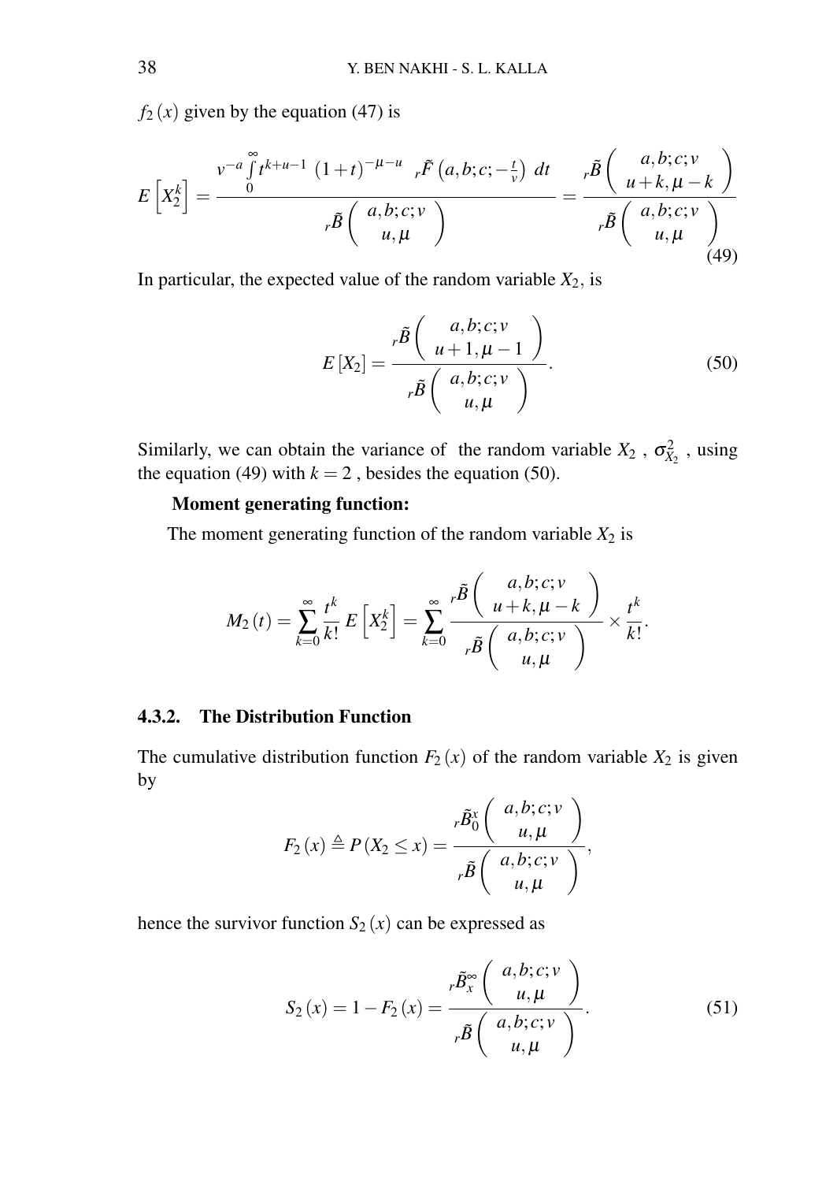$f_2(x)$ given by the equation (47) is

$$E\left[X_2^k\right] = \frac{v^{-a}\int\limits_0^\infty t^{k+u-1}\,(1+t)^{-\mu-u}\ \ {}_r\tilde{F}\left(a,b;c;-\frac{t}{v}\right)\,dt}{{}_r\tilde{B}\left(\begin{array}{c} a,b;c;v \\ u,\mu \end{array}\right)} = \frac{{}_r\tilde{B}\left(\begin{array}{c} a,b;c;v \\ u+k,\mu-k \end{array}\right)}{{}_r\tilde{B}\left(\begin{array}{c} a,b;c;v \\ u,\mu \end{array}\right)} \tag{49}$$

In particular, the expected value of the random variable $X_2$, is

$$E[X_2] = \frac{{}_r\tilde{B}\left(\begin{array}{c} a,b;c;v \\ u+1,\mu-1 \end{array}\right)}{{}_r\tilde{B}\left(\begin{array}{c} a,b;c;v \\ u,\mu \end{array}\right)}. \tag{50}$$

Similarly, we can obtain the variance of the random variable $X_2$ , $\sigma_{X_2}^2$ , using the equation (49) with $k=2$ , besides the equation (50).

**Moment generating function:**

The moment generating function of the random variable $X_2$ is

$$M_2(t) = \sum_{k=0}^{\infty}\frac{t^k}{k!}\,E\left[X_2^k\right] = \sum_{k=0}^{\infty}\frac{{}_r\tilde{B}\left(\begin{array}{c} a,b;c;v \\ u+k,\mu-k \end{array}\right)}{{}_r\tilde{B}\left(\begin{array}{c} a,b;c;v \\ u,\mu \end{array}\right)}\times\frac{t^k}{k!}.$$

#### 4.3.2. The Distribution Function

The cumulative distribution function $F_2(x)$ of the random variable $X_2$ is given by

$$F_2(x) \triangleq P(X_2 \le x) = \frac{{}_r\tilde{B}_0^x\left(\begin{array}{c} a,b;c;v \\ u,\mu \end{array}\right)}{{}_r\tilde{B}\left(\begin{array}{c} a,b;c;v \\ u,\mu \end{array}\right)},$$

hence the survivor function $S_2(x)$ can be expressed as

$$S_2(x) = 1 - F_2(x) = \frac{{}_r\tilde{B}_x^\infty\left(\begin{array}{c} a,b;c;v \\ u,\mu \end{array}\right)}{{}_r\tilde{B}\left(\begin{array}{c} a,b;c;v \\ u,\mu \end{array}\right)}. \tag{51}$$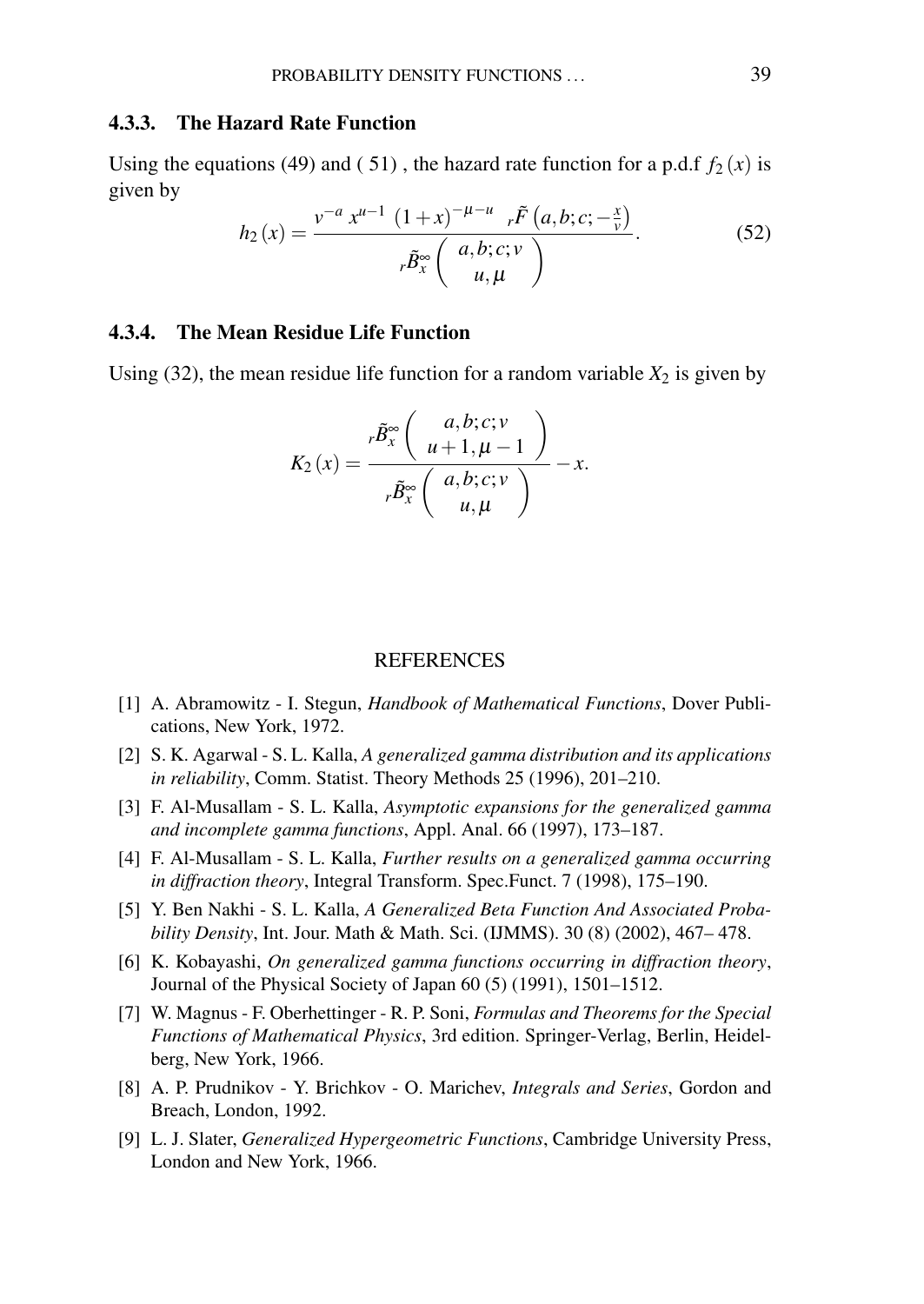### 4.3.3. The Hazard Rate Function

Using the equations (49) and ( 51) , the hazard rate function for a p.d.f $f_2(x)$ is given by

$$h_2(x) = \frac{v^{-a}\, x^{u-1}\, (1+x)^{-\mu-u}\ \ {}_r\tilde{F}\left(a,b;c;-\frac{x}{v}\right)}{{}_r\tilde{B}_x^{\infty}\begin{pmatrix} a,b;c;v \\ u,\mu \end{pmatrix}}. \tag{52}$$

### 4.3.4. The Mean Residue Life Function

Using (32), the mean residue life function for a random variable $X_2$ is given by

$$K_2(x) = \frac{{}_r\tilde{B}_x^{\infty}\begin{pmatrix} a,b;c;v \\ u+1,\mu-1 \end{pmatrix}}{{}_r\tilde{B}_x^{\infty}\begin{pmatrix} a,b;c;v \\ u,\mu \end{pmatrix}} - x.$$

## REFERENCES

[1] A. Abramowitz - I. Stegun, *Handbook of Mathematical Functions*, Dover Publications, New York, 1972.

[2] S. K. Agarwal - S. L. Kalla, *A generalized gamma distribution and its applications in reliability*, Comm. Statist. Theory Methods 25 (1996), 201–210.

[3] F. Al-Musallam - S. L. Kalla, *Asymptotic expansions for the generalized gamma and incomplete gamma functions*, Appl. Anal. 66 (1997), 173–187.

[4] F. Al-Musallam - S. L. Kalla, *Further results on a generalized gamma occurring in diffraction theory*, Integral Transform. Spec.Funct. 7 (1998), 175–190.

[5] Y. Ben Nakhi - S. L. Kalla, *A Generalized Beta Function And Associated Probability Density*, Int. Jour. Math & Math. Sci. (IJMMS). 30 (8) (2002), 467– 478.

[6] K. Kobayashi, *On generalized gamma functions occurring in diffraction theory*, Journal of the Physical Society of Japan 60 (5) (1991), 1501–1512.

[7] W. Magnus - F. Oberhettinger - R. P. Soni, *Formulas and Theorems for the Special Functions of Mathematical Physics*, 3rd edition. Springer-Verlag, Berlin, Heidelberg, New York, 1966.

[8] A. P. Prudnikov - Y. Brichkov - O. Marichev, *Integrals and Series*, Gordon and Breach, London, 1992.

[9] L. J. Slater, *Generalized Hypergeometric Functions*, Cambridge University Press, London and New York, 1966.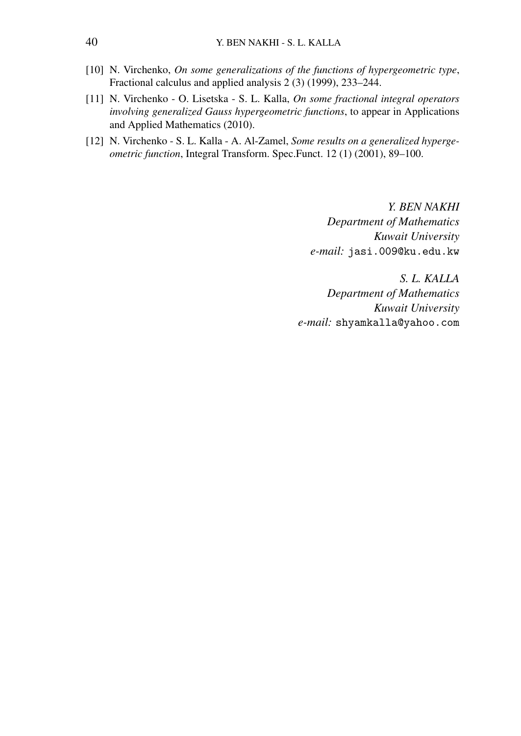[10] N. Virchenko, *On some generalizations of the functions of hypergeometric type*, Fractional calculus and applied analysis 2 (3) (1999), 233–244.

[11] N. Virchenko - O. Lisetska - S. L. Kalla, *On some fractional integral operators involving generalized Gauss hypergeometric functions*, to appear in Applications and Applied Mathematics (2010).

[12] N. Virchenko - S. L. Kalla - A. Al-Zamel, *Some results on a generalized hypergeometric function*, Integral Transform. Spec.Funct. 12 (1) (2001), 89–100.

*Y. BEN NAKHI*
*Department of Mathematics*
*Kuwait University*
*e-mail:* `jasi.009@ku.edu.kw`

*S. L. KALLA*
*Department of Mathematics*
*Kuwait University*
*e-mail:* `shyamkalla@yahoo.com`